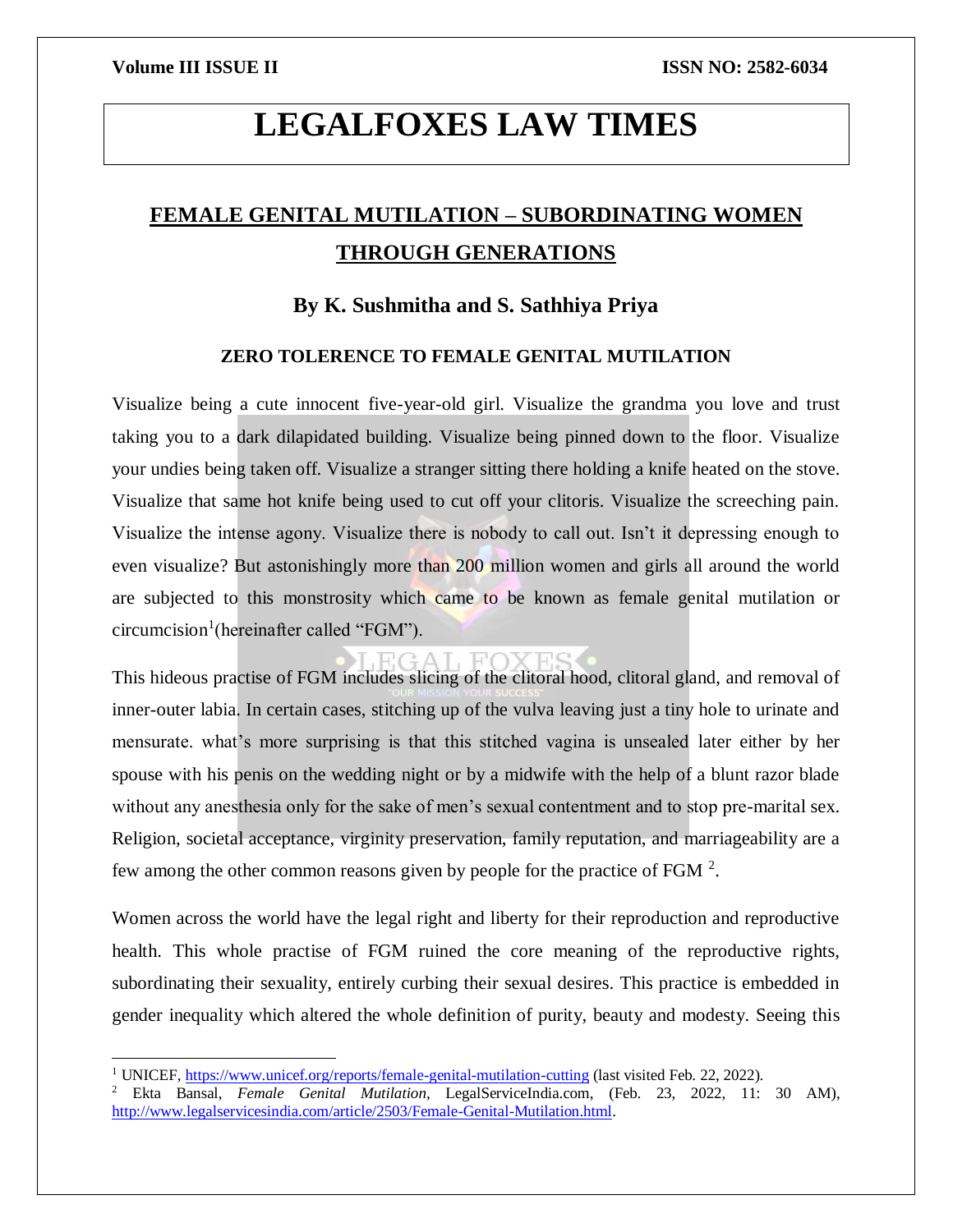# LEGALFOXES LAW TIMES

## FEMALE GENITAL MUTILATION – SUBORDINATING WOMEN THROUGH GENERATIONS

**By K. Sushmitha and S. Sathhiya Priya**

### ZERO TOLERENCE TO FEMALE GENITAL MUTILATION

Visualize being a cute innocent five-year-old girl. Visualize the grandma you love and trust taking you to a dark dilapidated building. Visualize being pinned down to the floor. Visualize your undies being taken off. Visualize a stranger sitting there holding a knife heated on the stove. Visualize that same hot knife being used to cut off your clitoris. Visualize the screeching pain. Visualize the intense agony. Visualize there is nobody to call out. Isn't it depressing enough to even visualize? But astonishingly more than 200 million women and girls all around the world are subjected to this monstrosity which came to be known as female genital mutilation or circumcision[1](hereinafter called "FGM").

This hideous practise of FGM includes slicing of the clitoral hood, clitoral gland, and removal of inner-outer labia. In certain cases, stitching up of the vulva leaving just a tiny hole to urinate and mensurate. what's more surprising is that this stitched vagina is unsealed later either by her spouse with his penis on the wedding night or by a midwife with the help of a blunt razor blade without any anesthesia only for the sake of men's sexual contentment and to stop pre-marital sex. Religion, societal acceptance, virginity preservation, family reputation, and marriageability are a few among the other common reasons given by people for the practice of FGM [2].

Women across the world have the legal right and liberty for their reproduction and reproductive health. This whole practise of FGM ruined the core meaning of the reproductive rights, subordinating their sexuality, entirely curbing their sexual desires. This practice is embedded in gender inequality which altered the whole definition of purity, beauty and modesty. Seeing this

---

[1] UNICEF, https://www.unicef.org/reports/female-genital-mutilation-cutting (last visited Feb. 22, 2022).

[2] Ekta Bansal, *Female Genital Mutilation*, LegalServiceIndia.com, (Feb. 23, 2022, 11: 30 AM), http://www.legalservicesindia.com/article/2503/Female-Genital-Mutilation.html.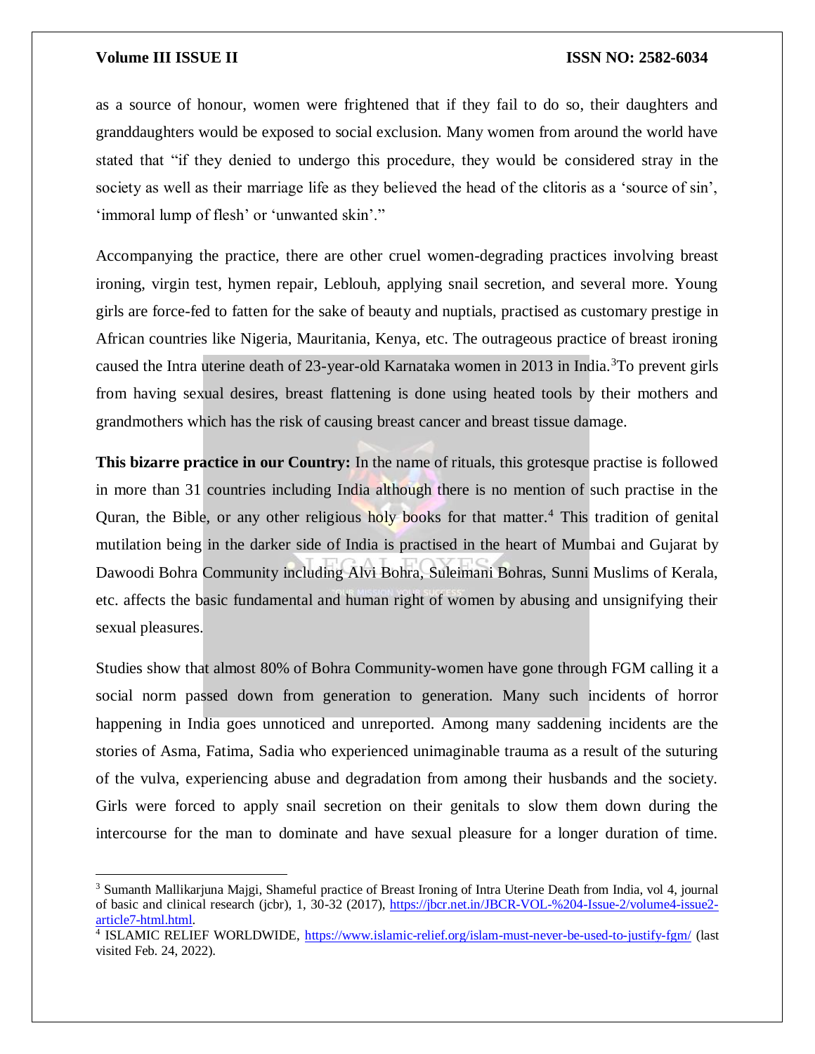as a source of honour, women were frightened that if they fail to do so, their daughters and granddaughters would be exposed to social exclusion. Many women from around the world have stated that "if they denied to undergo this procedure, they would be considered stray in the society as well as their marriage life as they believed the head of the clitoris as a 'source of sin', 'immoral lump of flesh' or 'unwanted skin'."

Accompanying the practice, there are other cruel women-degrading practices involving breast ironing, virgin test, hymen repair, Leblouh, applying snail secretion, and several more. Young girls are force-fed to fatten for the sake of beauty and nuptials, practised as customary prestige in African countries like Nigeria, Mauritania, Kenya, etc. The outrageous practice of breast ironing caused the Intra uterine death of 23-year-old Karnataka women in 2013 in India.[3]To prevent girls from having sexual desires, breast flattening is done using heated tools by their mothers and grandmothers which has the risk of causing breast cancer and breast tissue damage.

**This bizarre practice in our Country:** In the name of rituals, this grotesque practise is followed in more than 31 countries including India although there is no mention of such practise in the Quran, the Bible, or any other religious holy books for that matter.[4] This tradition of genital mutilation being in the darker side of India is practised in the heart of Mumbai and Gujarat by Dawoodi Bohra Community including Alvi Bohra, Suleimani Bohras, Sunni Muslims of Kerala, etc. affects the basic fundamental and human right of women by abusing and unsignifying their sexual pleasures.

Studies show that almost 80% of Bohra Community-women have gone through FGM calling it a social norm passed down from generation to generation. Many such incidents of horror happening in India goes unnoticed and unreported. Among many saddening incidents are the stories of Asma, Fatima, Sadia who experienced unimaginable trauma as a result of the suturing of the vulva, experiencing abuse and degradation from among their husbands and the society. Girls were forced to apply snail secretion on their genitals to slow them down during the intercourse for the man to dominate and have sexual pleasure for a longer duration of time.

---

[3] Sumanth Mallikarjuna Majgi, Shameful practice of Breast Ironing of Intra Uterine Death from India, vol 4, journal of basic and clinical research (jcbr), 1, 30-32 (2017), https://jbcr.net.in/JBCR-VOL-%204-Issue-2/volume4-issue2-article7-html.html.

[4] ISLAMIC RELIEF WORLDWIDE, https://www.islamic-relief.org/islam-must-never-be-used-to-justify-fgm/ (last visited Feb. 24, 2022).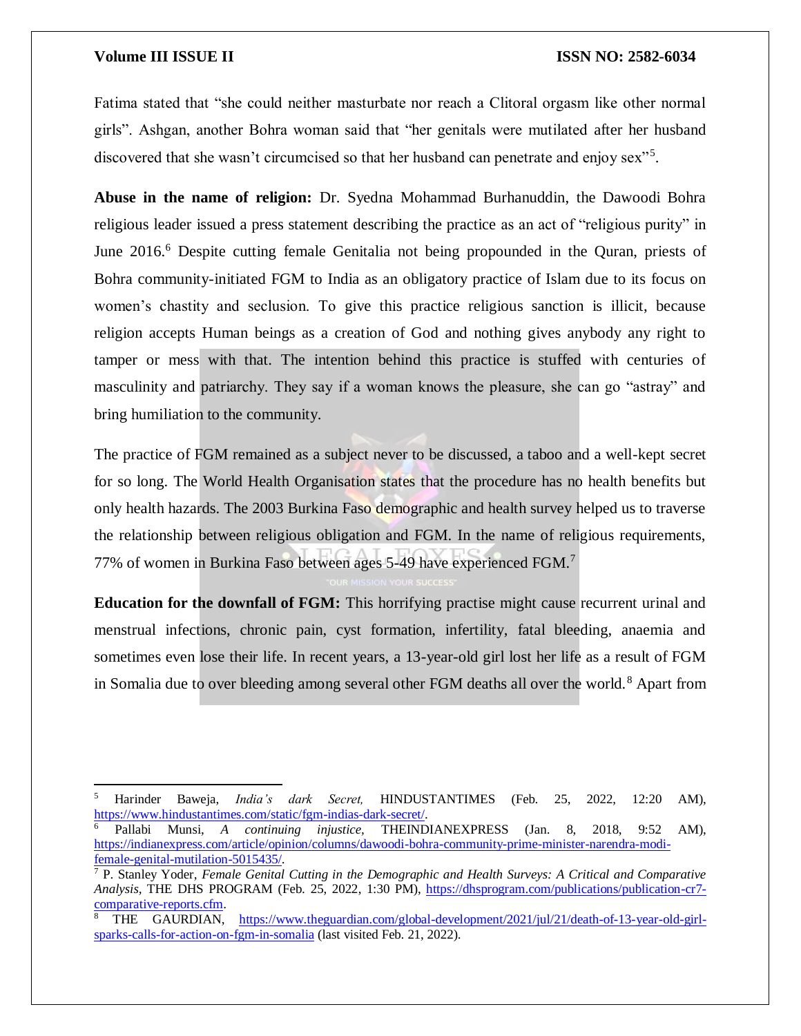Fatima stated that "she could neither masturbate nor reach a Clitoral orgasm like other normal girls". Ashgan, another Bohra woman said that "her genitals were mutilated after her husband discovered that she wasn't circumcised so that her husband can penetrate and enjoy sex"[5].

**Abuse in the name of religion:** Dr. Syedna Mohammad Burhanuddin, the Dawoodi Bohra religious leader issued a press statement describing the practice as an act of "religious purity" in June 2016.[6] Despite cutting female Genitalia not being propounded in the Quran, priests of Bohra community-initiated FGM to India as an obligatory practice of Islam due to its focus on women's chastity and seclusion. To give this practice religious sanction is illicit, because religion accepts Human beings as a creation of God and nothing gives anybody any right to tamper or mess with that. The intention behind this practice is stuffed with centuries of masculinity and patriarchy. They say if a woman knows the pleasure, she can go "astray" and bring humiliation to the community.

The practice of FGM remained as a subject never to be discussed, a taboo and a well-kept secret for so long. The World Health Organisation states that the procedure has no health benefits but only health hazards. The 2003 Burkina Faso demographic and health survey helped us to traverse the relationship between religious obligation and FGM. In the name of religious requirements, 77% of women in Burkina Faso between ages 5-49 have experienced FGM.[7]

**Education for the downfall of FGM:** This horrifying practise might cause recurrent urinal and menstrual infections, chronic pain, cyst formation, infertility, fatal bleeding, anaemia and sometimes even lose their life. In recent years, a 13-year-old girl lost her life as a result of FGM in Somalia due to over bleeding among several other FGM deaths all over the world.[8] Apart from

---

[5] Harinder Baweja, *India's dark Secret,* HINDUSTANTIMES (Feb. 25, 2022, 12:20 AM), https://www.hindustantimes.com/static/fgm-indias-dark-secret/.

[6] Pallabi Munsi, *A continuing injustice,* THEINDIANEXPRESS (Jan. 8, 2018, 9:52 AM), https://indianexpress.com/article/opinion/columns/dawoodi-bohra-community-prime-minister-narendra-modi-female-genital-mutilation-5015435/.

[7] P. Stanley Yoder, *Female Genital Cutting in the Demographic and Health Surveys: A Critical and Comparative Analysis,* THE DHS PROGRAM (Feb. 25, 2022, 1:30 PM), https://dhsprogram.com/publications/publication-cr7-comparative-reports.cfm.

[8] THE GAURDIAN, https://www.theguardian.com/global-development/2021/jul/21/death-of-13-year-old-girl-sparks-calls-for-action-on-fgm-in-somalia (last visited Feb. 21, 2022).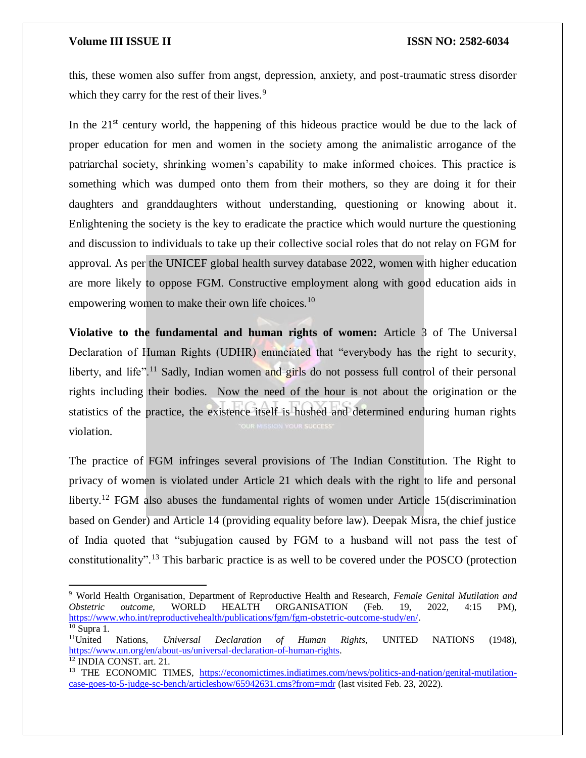this, these women also suffer from angst, depression, anxiety, and post-traumatic stress disorder which they carry for the rest of their lives.[9]

In the 21st century world, the happening of this hideous practice would be due to the lack of proper education for men and women in the society among the animalistic arrogance of the patriarchal society, shrinking women's capability to make informed choices. This practice is something which was dumped onto them from their mothers, so they are doing it for their daughters and granddaughters without understanding, questioning or knowing about it. Enlightening the society is the key to eradicate the practice which would nurture the questioning and discussion to individuals to take up their collective social roles that do not relay on FGM for approval. As per the UNICEF global health survey database 2022, women with higher education are more likely to oppose FGM. Constructive employment along with good education aids in empowering women to make their own life choices.[10]

**Violative to the fundamental and human rights of women:** Article 3 of The Universal Declaration of Human Rights (UDHR) enunciated that "everybody has the right to security, liberty, and life".[11] Sadly, Indian women and girls do not possess full control of their personal rights including their bodies. Now the need of the hour is not about the origination or the statistics of the practice, the existence itself is hushed and determined enduring human rights violation.

The practice of FGM infringes several provisions of The Indian Constitution. The Right to privacy of women is violated under Article 21 which deals with the right to life and personal liberty.[12] FGM also abuses the fundamental rights of women under Article 15(discrimination based on Gender) and Article 14 (providing equality before law). Deepak Misra, the chief justice of India quoted that "subjugation caused by FGM to a husband will not pass the test of constitutionality".[13] This barbaric practice is as well to be covered under the POSCO (protection

---

[9] World Health Organisation, Department of Reproductive Health and Research, *Female Genital Mutilation and Obstetric outcome*, WORLD HEALTH ORGANISATION (Feb. 19, 2022, 4:15 PM), https://www.who.int/reproductivehealth/publications/fgm/fgm-obstetric-outcome-study/en/.

[10] Supra 1.

[11] United Nations, *Universal Declaration of Human Rights*, UNITED NATIONS (1948), https://www.un.org/en/about-us/universal-declaration-of-human-rights.

[12] INDIA CONST. art. 21.

[13] THE ECONOMIC TIMES, https://economictimes.indiatimes.com/news/politics-and-nation/genital-mutilation-case-goes-to-5-judge-sc-bench/articleshow/65942631.cms?from=mdr (last visited Feb. 23, 2022).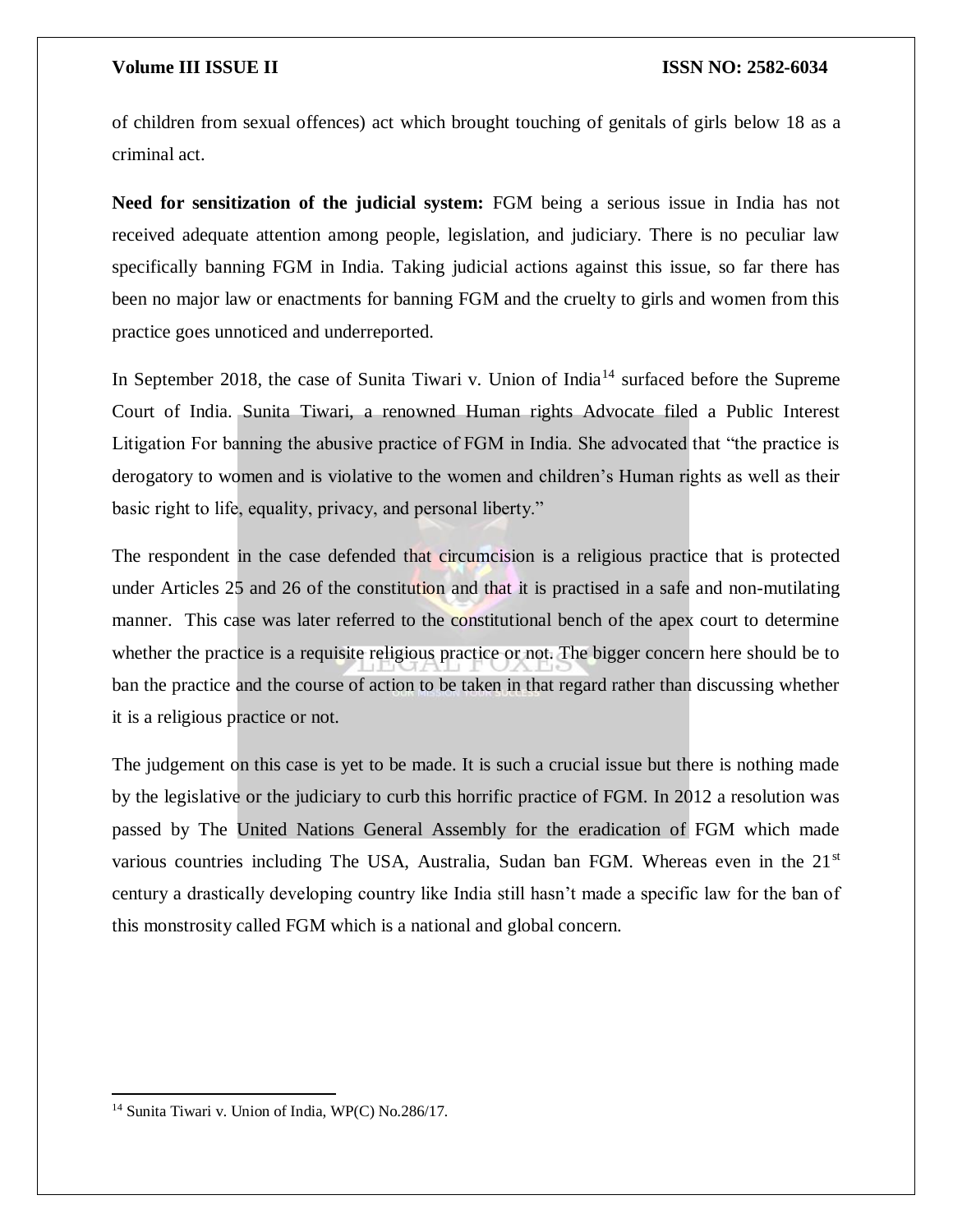of children from sexual offences) act which brought touching of genitals of girls below 18 as a criminal act.

**Need for sensitization of the judicial system:** FGM being a serious issue in India has not received adequate attention among people, legislation, and judiciary. There is no peculiar law specifically banning FGM in India. Taking judicial actions against this issue, so far there has been no major law or enactments for banning FGM and the cruelty to girls and women from this practice goes unnoticed and underreported.

In September 2018, the case of Sunita Tiwari v. Union of India[14] surfaced before the Supreme Court of India. Sunita Tiwari, a renowned Human rights Advocate filed a Public Interest Litigation For banning the abusive practice of FGM in India. She advocated that "the practice is derogatory to women and is violative to the women and children's Human rights as well as their basic right to life, equality, privacy, and personal liberty."

The respondent in the case defended that circumcision is a religious practice that is protected under Articles 25 and 26 of the constitution and that it is practised in a safe and non-mutilating manner. This case was later referred to the constitutional bench of the apex court to determine whether the practice is a requisite religious practice or not. The bigger concern here should be to ban the practice and the course of action to be taken in that regard rather than discussing whether it is a religious practice or not.

The judgement on this case is yet to be made. It is such a crucial issue but there is nothing made by the legislative or the judiciary to curb this horrific practice of FGM. In 2012 a resolution was passed by The United Nations General Assembly for the eradication of FGM which made various countries including The USA, Australia, Sudan ban FGM. Whereas even in the 21st century a drastically developing country like India still hasn't made a specific law for the ban of this monstrosity called FGM which is a national and global concern.

---

[14] Sunita Tiwari v. Union of India, WP(C) No.286/17.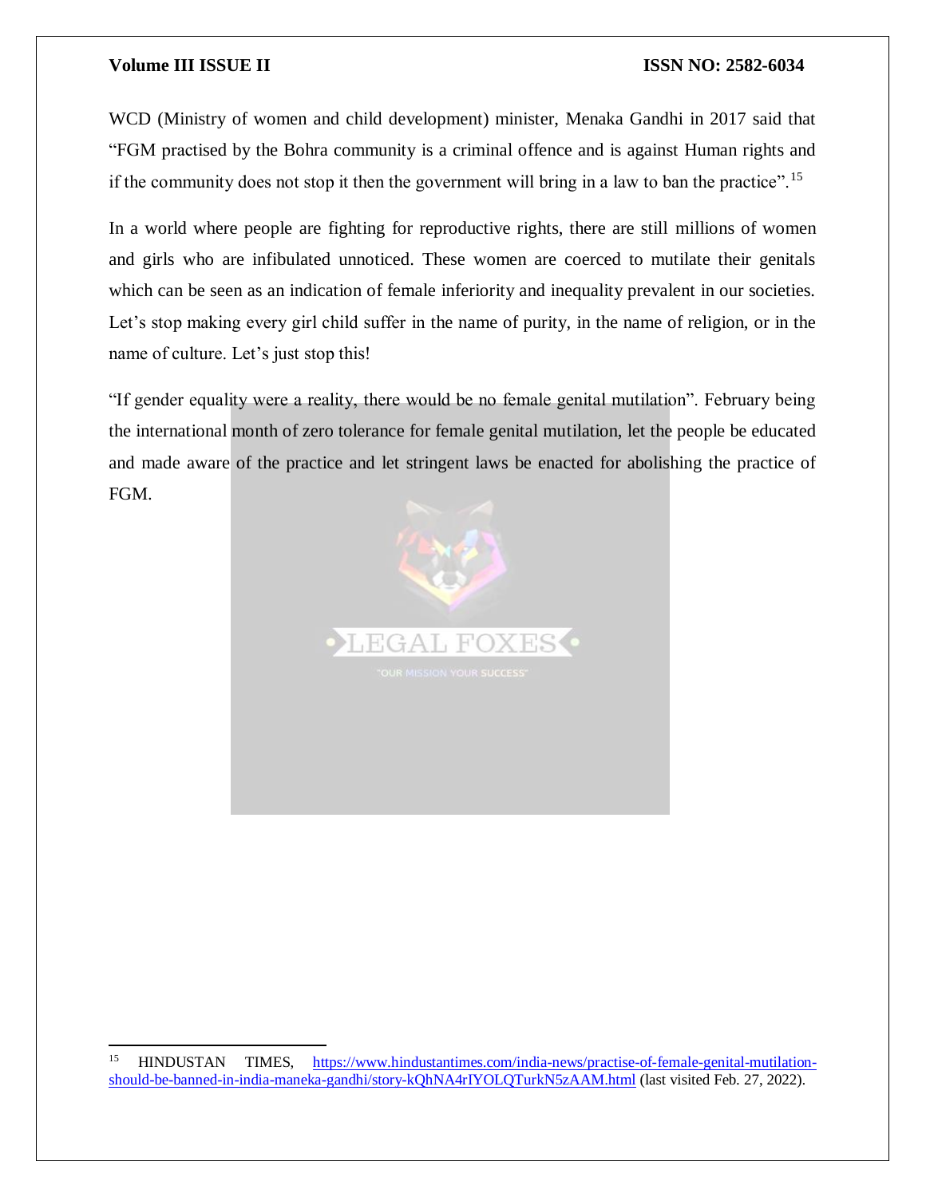WCD (Ministry of women and child development) minister, Menaka Gandhi in 2017 said that "FGM practised by the Bohra community is a criminal offence and is against Human rights and if the community does not stop it then the government will bring in a law to ban the practice".[15]

In a world where people are fighting for reproductive rights, there are still millions of women and girls who are infibulated unnoticed. These women are coerced to mutilate their genitals which can be seen as an indication of female inferiority and inequality prevalent in our societies. Let's stop making every girl child suffer in the name of purity, in the name of religion, or in the name of culture. Let's just stop this!

"If gender equality were a reality, there would be no female genital mutilation". February being the international month of zero tolerance for female genital mutilation, let the people be educated and made aware of the practice and let stringent laws be enacted for abolishing the practice of FGM.

---

[15] HINDUSTAN TIMES, https://www.hindustantimes.com/india-news/practise-of-female-genital-mutilation-should-be-banned-in-india-maneka-gandhi/story-kQhNA4rIYOLQTurkN5zAAM.html (last visited Feb. 27, 2022).